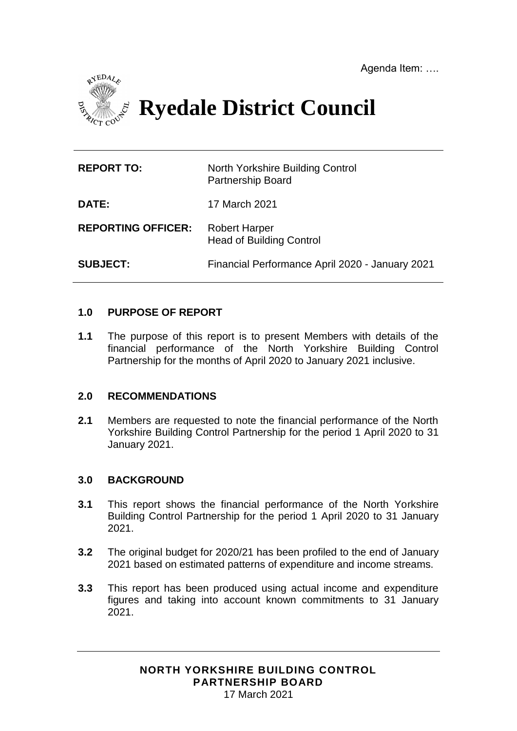Agenda Item: ….

# Ryedale District Council

| | |
|---|---|
| **REPORT TO:** | North Yorkshire Building Control Partnership Board |
| **DATE:** | 17 March 2021 |
| **REPORTING OFFICER:** | Robert Harper<br>Head of Building Control |
| **SUBJECT:** | Financial Performance April 2020 - January 2021 |

## 1.0 PURPOSE OF REPORT

**1.1** The purpose of this report is to present Members with details of the financial performance of the North Yorkshire Building Control Partnership for the months of April 2020 to January 2021 inclusive.

## 2.0 RECOMMENDATIONS

**2.1** Members are requested to note the financial performance of the North Yorkshire Building Control Partnership for the period 1 April 2020 to 31 January 2021.

## 3.0 BACKGROUND

**3.1** This report shows the financial performance of the North Yorkshire Building Control Partnership for the period 1 April 2020 to 31 January 2021.

**3.2** The original budget for 2020/21 has been profiled to the end of January 2021 based on estimated patterns of expenditure and income streams.

**3.3** This report has been produced using actual income and expenditure figures and taking into account known commitments to 31 January 2021.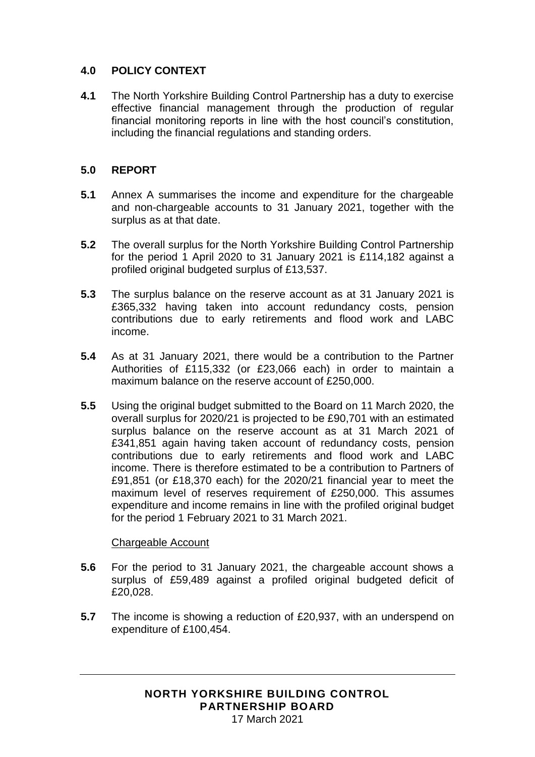## 4.0 POLICY CONTEXT

**4.1** The North Yorkshire Building Control Partnership has a duty to exercise effective financial management through the production of regular financial monitoring reports in line with the host council's constitution, including the financial regulations and standing orders.

## 5.0 REPORT

**5.1** Annex A summarises the income and expenditure for the chargeable and non-chargeable accounts to 31 January 2021, together with the surplus as at that date.

**5.2** The overall surplus for the North Yorkshire Building Control Partnership for the period 1 April 2020 to 31 January 2021 is £114,182 against a profiled original budgeted surplus of £13,537.

**5.3** The surplus balance on the reserve account as at 31 January 2021 is £365,332 having taken into account redundancy costs, pension contributions due to early retirements and flood work and LABC income.

**5.4** As at 31 January 2021, there would be a contribution to the Partner Authorities of £115,332 (or £23,066 each) in order to maintain a maximum balance on the reserve account of £250,000.

**5.5** Using the original budget submitted to the Board on 11 March 2020, the overall surplus for 2020/21 is projected to be £90,701 with an estimated surplus balance on the reserve account as at 31 March 2021 of £341,851 again having taken account of redundancy costs, pension contributions due to early retirements and flood work and LABC income. There is therefore estimated to be a contribution to Partners of £91,851 (or £18,370 each) for the 2020/21 financial year to meet the maximum level of reserves requirement of £250,000. This assumes expenditure and income remains in line with the profiled original budget for the period 1 February 2021 to 31 March 2021.

Chargeable Account

**5.6** For the period to 31 January 2021, the chargeable account shows a surplus of £59,489 against a profiled original budgeted deficit of £20,028.

**5.7** The income is showing a reduction of £20,937, with an underspend on expenditure of £100,454.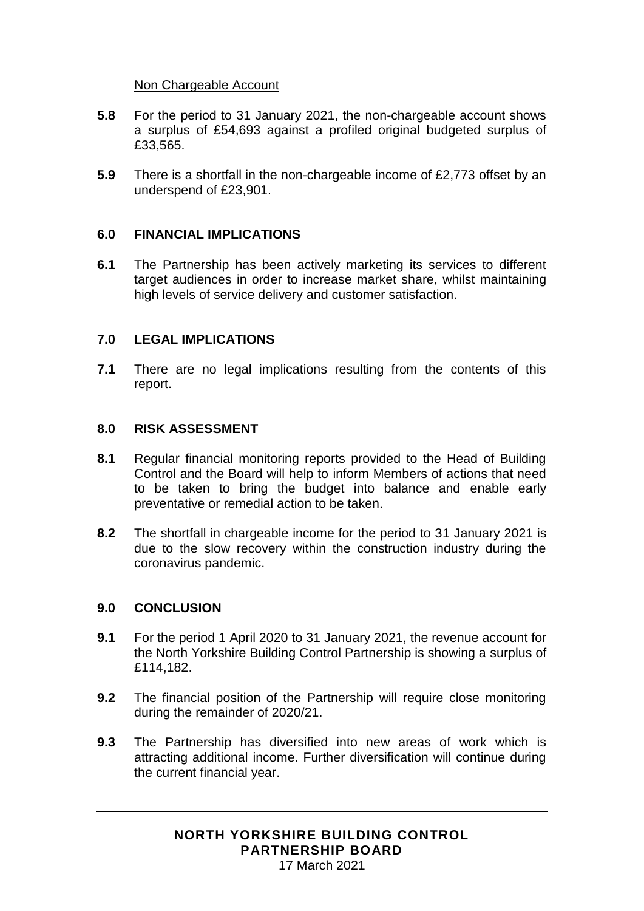Non Chargeable Account

**5.8** For the period to 31 January 2021, the non-chargeable account shows a surplus of £54,693 against a profiled original budgeted surplus of £33,565.

**5.9** There is a shortfall in the non-chargeable income of £2,773 offset by an underspend of £23,901.

## 6.0 FINANCIAL IMPLICATIONS

**6.1** The Partnership has been actively marketing its services to different target audiences in order to increase market share, whilst maintaining high levels of service delivery and customer satisfaction.

## 7.0 LEGAL IMPLICATIONS

**7.1** There are no legal implications resulting from the contents of this report.

## 8.0 RISK ASSESSMENT

**8.1** Regular financial monitoring reports provided to the Head of Building Control and the Board will help to inform Members of actions that need to be taken to bring the budget into balance and enable early preventative or remedial action to be taken.

**8.2** The shortfall in chargeable income for the period to 31 January 2021 is due to the slow recovery within the construction industry during the coronavirus pandemic.

## 9.0 CONCLUSION

**9.1** For the period 1 April 2020 to 31 January 2021, the revenue account for the North Yorkshire Building Control Partnership is showing a surplus of £114,182.

**9.2** The financial position of the Partnership will require close monitoring during the remainder of 2020/21.

**9.3** The Partnership has diversified into new areas of work which is attracting additional income. Further diversification will continue during the current financial year.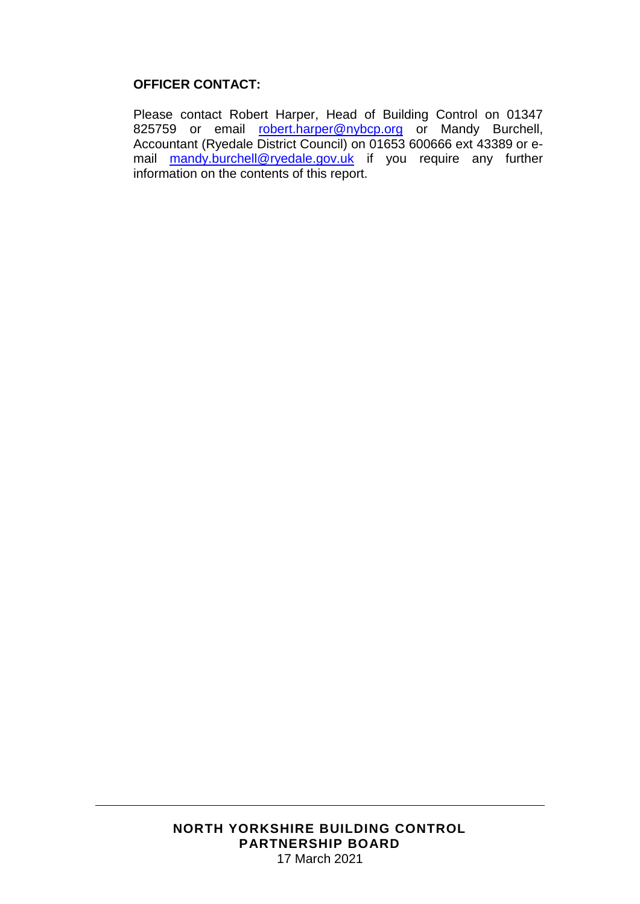**OFFICER CONTACT:**

Please contact Robert Harper, Head of Building Control on 01347 825759 or email robert.harper@nybcp.org or Mandy Burchell, Accountant (Ryedale District Council) on 01653 600666 ext 43389 or e-mail mandy.burchell@ryedale.gov.uk if you require any further information on the contents of this report.